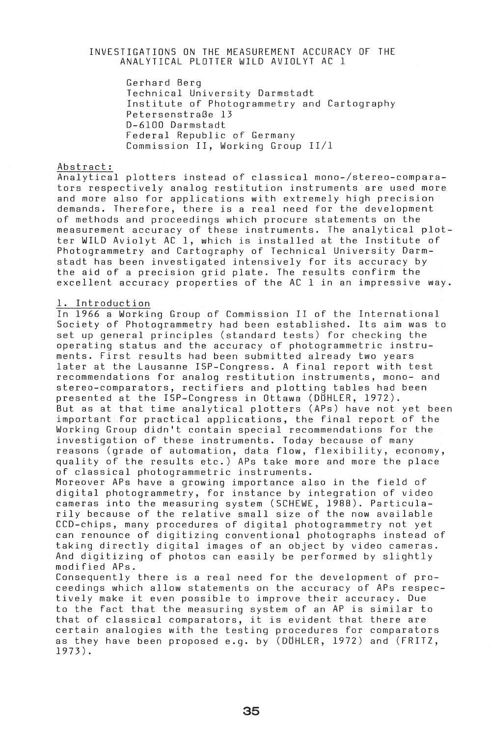# INVESTIGATIONS ON THE MEASUREMENT ACCURACY OF THE ANALYTICAL PLOTTER WILD AVIOLYT AC 1

Gerhard Berg
Technical University Darmstadt
Institute of Photogrammetry and Cartography
Petersenstraße 13
D-6100 Darmstadt
Federal Republic of Germany
Commission II, Working Group II/1

## Abstract:

Analytical plotters instead of classical mono-/stereo-comparators respectively analog restitution instruments are used more and more also for applications with extremely high precision demands. Therefore, there is a real need for the development of methods and proceedings which procure statements on the measurement accuracy of these instruments. The analytical plotter WILD Aviolyt AC 1, which is installed at the Institute of Photogrammetry and Cartography of Technical University Darmstadt has been investigated intensively for its accuracy by the aid of a precision grid plate. The results confirm the excellent accuracy properties of the AC 1 in an impressive way.

## 1. Introduction

In 1966 a Working Group of Commission II of the International Society of Photogrammetry had been established. Its aim was to set up general principles (standard tests) for checking the operating status and the accuracy of photogrammetric instruments. First results had been submitted already two years later at the Lausanne ISP-Congress. A final report with test recommendations for analog restitution instruments, mono- and stereo-comparators, rectifiers and plotting tables had been presented at the ISP-Congress in Ottawa (DÖHLER, 1972).
But as at that time analytical plotters (APs) have not yet been important for practical applications, the final report of the Working Group didn't contain special recommendations for the investigation of these instruments. Today because of many reasons (grade of automation, data flow, flexibility, economy, quality of the results etc.) APs take more and more the place of classical photogrammetric instruments.
Moreover APs have a growing importance also in the field of digital photogrammetry, for instance by integration of video cameras into the measuring system (SCHEWE, 1988). Particularily because of the relative small size of the now available CCD-chips, many procedures of digital photogrammetry not yet can renounce of digitizing conventional photographs instead of taking directly digital images of an object by video cameras. And digitizing of photos can easily be performed by slightly modified APs.
Consequently there is a real need for the development of proceedings which allow statements on the accuracy of APs respectively make it even possible to improve their accuracy. Due to the fact that the measuring system of an AP is similar to that of classical comparators, it is evident that there are certain analogies with the testing procedures for comparators as they have been proposed e.g. by (DÖHLER, 1972) and (FRITZ, 1973).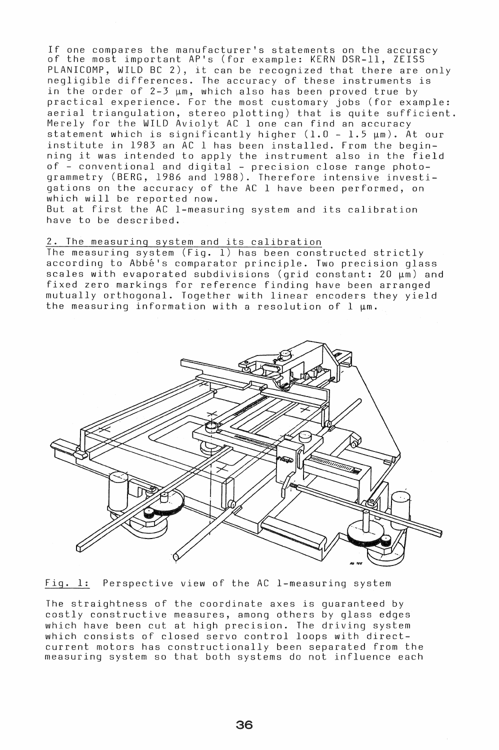If one compares the manufacturer's statements on the accuracy of the most important AP's (for example: KERN DSR-11, ZEISS PLANICOMP, WILD BC 2), it can be recognized that there are only negligible differences. The accuracy of these instruments is in the order of 2-3 µm, which also has been proved true by practical experience. For the most customary jobs (for example: aerial triangulation, stereo plotting) that is quite sufficient. Merely for the WILD Aviolyt AC 1 one can find an accuracy statement which is significantly higher (1.0 - 1.5 µm). At our institute in 1983 an AC 1 has been installed. From the beginning it was intended to apply the instrument also in the field of - conventional and digital - precision close range photogrammetry (BERG, 1986 and 1988). Therefore intensive investigations on the accuracy of the AC 1 have been performed, on which will be reported now.
But at first the AC 1-measuring system and its calibration have to be described.

## 2. The measuring system and its calibration

The measuring system (Fig. 1) has been constructed strictly according to Abbé's comparator principle. Two precision glass scales with evaporated subdivisions (grid constant: 20 µm) and fixed zero markings for reference finding have been arranged mutually orthogonal. Together with linear encoders they yield the measuring information with a resolution of 1 µm.

Fig. 1: Perspective view of the AC 1-measuring system

The straightness of the coordinate axes is guaranteed by costly constructive measures, among others by glass edges which have been cut at high precision. The driving system which consists of closed servo control loops with direct-current motors has constructionally been separated from the measuring system so that both systems do not influence each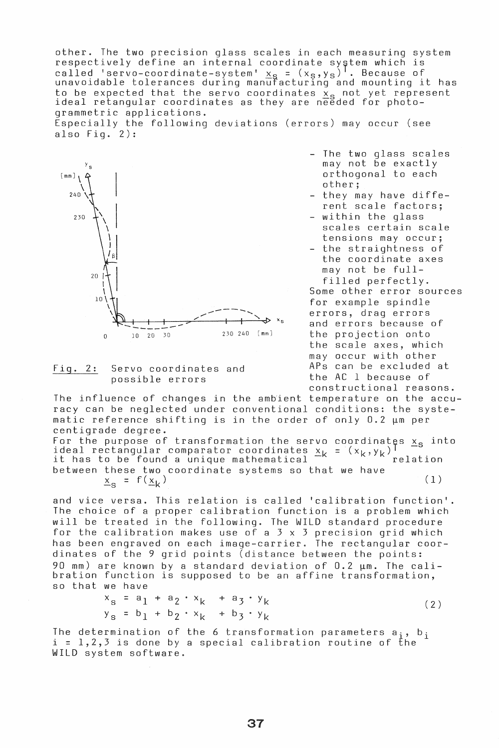other. The two precision glass scales in each measuring system respectively define an internal coordinate system which is called 'servo-coordinate-system' $\underline{x}_s = (x_s, y_s)^T$. Because of unavoidable tolerances during manufacturing and mounting it has to be expected that the servo coordinates $\underline{x}_s$ not yet represent ideal retangular coordinates as they are needed for photogrammetric applications.

Especially the following deviations (errors) may occur (see also Fig. 2):

- The two glass scales may not be exactly orthogonal to each other;
- they may have different scale factors;
- within the glass scales certain scale tensions may occur;
- the straightness of the coordinate axes may not be fullfilled perfectly.

Some other error sources for example spindle errors, drag errors and errors because of the projection onto the scale axes, which may occur with other APs can be excluded at the AC 1 because of constructional reasons.

Fig. 2: Servo coordinates and possible errors

The influence of changes in the ambient temperature on the accuracy can be neglected under conventional conditions: the systematic reference shifting is in the order of only 0.2 µm per centigrade degree.

For the purpose of transformation the servo coordinates $\underline{x}_s$ into ideal rectangular comparator coordinates $\underline{x}_k = (x_k, y_k)^T$ it has to be found a unique mathematical relation between these two coordinate systems so that we have

$$\underline{x}_s = f(\underline{x}_k) \tag{1}$$

and vice versa. This relation is called 'calibration function'. The choice of a proper calibration function is a problem which will be treated in the following. The WILD standard procedure for the calibration makes use of a 3 x 3 precision grid which has been engraved on each image-carrier. The rectangular coordinates of the 9 grid points (distance between the points: 90 mm) are known by a standard deviation of 0.2 µm. The calibration function is supposed to be an affine transformation, so that we have

$$\begin{aligned} x_s &= a_1 + a_2 \cdot x_k + a_3 \cdot y_k \\ y_s &= b_1 + b_2 \cdot x_k + b_3 \cdot y_k \end{aligned} \tag{2}$$

The determination of the 6 transformation parameters $a_i$, $b_i$ $i = 1,2,3$ is done by a special calibration routine of the WILD system software.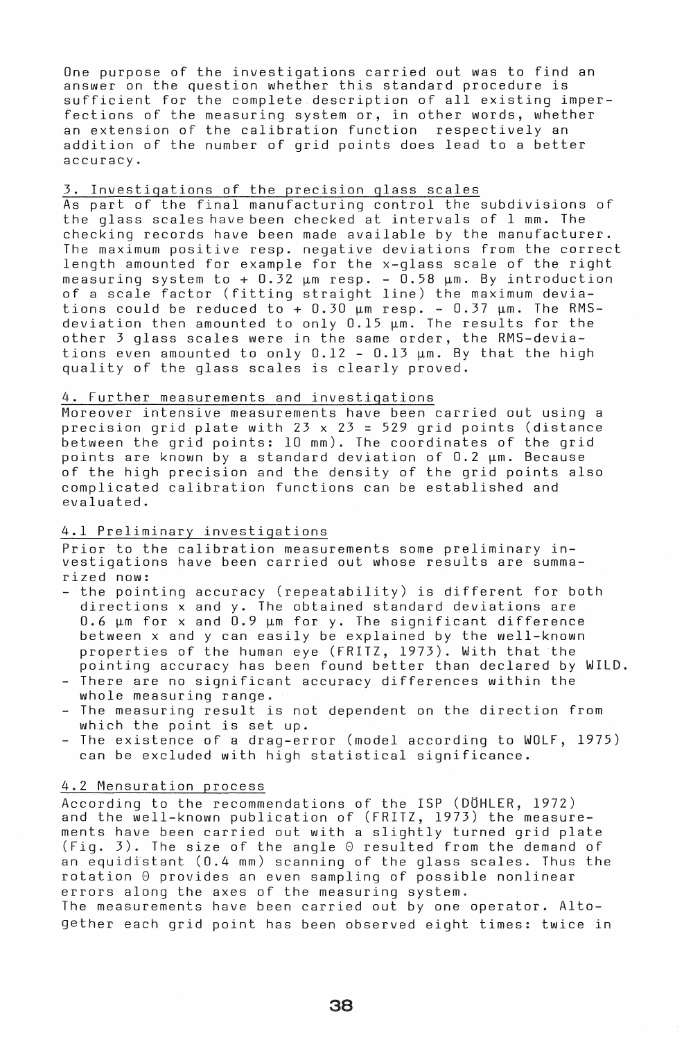One purpose of the investigations carried out was to find an answer on the question whether this standard procedure is sufficient for the complete description of all existing imperfections of the measuring system or, in other words, whether an extension of the calibration function respectively an addition of the number of grid points does lead to a better accuracy.

## 3. Investigations of the precision glass scales

As part of the final manufacturing control the subdivisions of the glass scales have been checked at intervals of 1 mm. The checking records have been made available by the manufacturer. The maximum positive resp. negative deviations from the correct length amounted for example for the x-glass scale of the right measuring system to + 0.32 µm resp. - 0.58 µm. By introduction of a scale factor (fitting straight line) the maximum deviations could be reduced to + 0.30 µm resp. - 0.37 µm. The RMS-deviation then amounted to only 0.15 µm. The results for the other 3 glass scales were in the same order, the RMS-deviations even amounted to only 0.12 - 0.13 µm. By that the high quality of the glass scales is clearly proved.

## 4. Further measurements and investigations

Moreover intensive measurements have been carried out using a precision grid plate with 23 x 23 = 529 grid points (distance between the grid points: 10 mm). The coordinates of the grid points are known by a standard deviation of 0.2 µm. Because of the high precision and the density of the grid points also complicated calibration functions can be established and evaluated.

### 4.1 Preliminary investigations

Prior to the calibration measurements some preliminary investigations have been carried out whose results are summarized now:

- the pointing accuracy (repeatability) is different for both directions x and y. The obtained standard deviations are 0.6 µm for x and 0.9 µm for y. The significant difference between x and y can easily be explained by the well-known properties of the human eye (FRITZ, 1973). With that the pointing accuracy has been found better than declared by WILD.
- There are no significant accuracy differences within the whole measuring range.
- The measuring result is not dependent on the direction from which the point is set up.
- The existence of a drag-error (model according to WOLF, 1975) can be excluded with high statistical significance.

### 4.2 Mensuration process

According to the recommendations of the ISP (DÖHLER, 1972) and the well-known publication of (FRITZ, 1973) the measurements have been carried out with a slightly turned grid plate (Fig. 3). The size of the angle $\Theta$ resulted from the demand of an equidistant (0.4 mm) scanning of the glass scales. Thus the rotation $\Theta$ provides an even sampling of possible nonlinear errors along the axes of the measuring system.

The measurements have been carried out by one operator. Altogether each grid point has been observed eight times: twice in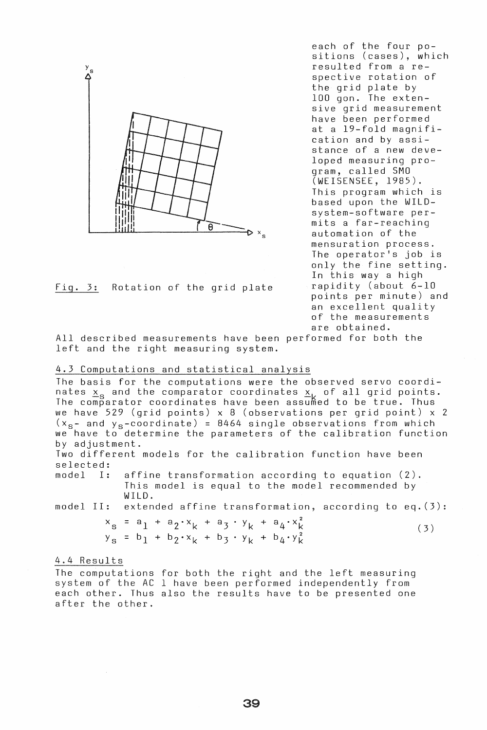each of the four positions (cases), which resulted from a respective rotation of the grid plate by 100 gon. The extensive grid measurement have been performed at a 19-fold magnification and by assistance of a new developed measuring program, called SMO (WEISENSEE, 1985). This program which is based upon the WILD-system-software permits a far-reaching automation of the mensuration process. The operator's job is only the fine setting. In this way a high rapidity (about 6-10 points per minute) and an excellent quality of the measurements are obtained.

Fig. 3: Rotation of the grid plate

All described measurements have been performed for both the left and the right measuring system.

## 4.3 Computations and statistical analysis

The basis for the computations were the observed servo coordinates $\underline{x}_s$ and the comparator coordinates $\underline{x}_k$ of all grid points. The comparator coordinates have been assumed to be true. Thus we have 529 (grid points) x 8 (observations per grid point) x 2 ($x_s$- and $y_s$-coordinate) = 8464 single observations from which we have to determine the parameters of the calibration function by adjustment.

Two different models for the calibration function have been selected:

model I: affine transformation according to equation (2). This model is equal to the model recommended by WILD.

model II: extended affine transformation, according to eq.(3):

$$
\begin{aligned}
x_s &= a_1 + a_2 \cdot x_k + a_3 \cdot y_k + a_4 \cdot x_k^2 \\
y_s &= b_1 + b_2 \cdot x_k + b_3 \cdot y_k + b_4 \cdot y_k^2
\end{aligned}
\qquad (3)
$$

## 4.4 Results

The computations for both the right and the left measuring system of the AC 1 have been performed independently from each other. Thus also the results have to be presented one after the other.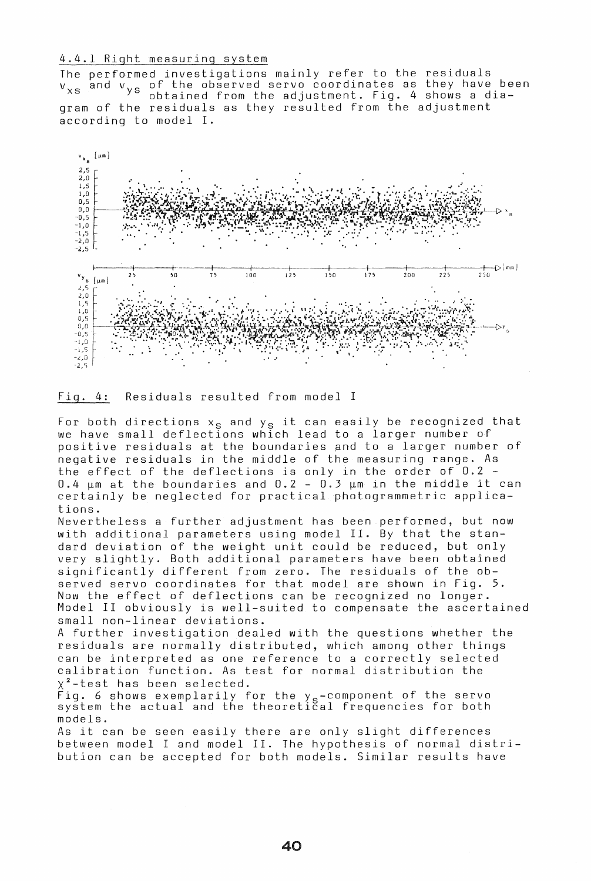#### 4.4.1 Right measuring system

The performed investigations mainly refer to the residuals $v_{xs}$ and $v_{ys}$ of the observed servo coordinates as they have been obtained from the adjustment. Fig. 4 shows a diagram of the residuals as they resulted from the adjustment according to model I.

Fig. 4: Residuals resulted from model I

For both directions $x_s$ and $y_s$ it can easily be recognized that we have small deflections which lead to a larger number of positive residuals at the boundaries and to a larger number of negative residuals in the middle of the measuring range. As the effect of the deflections is only in the order of 0.2 - 0.4 µm at the boundaries and 0.2 - 0.3 µm in the middle it can certainly be neglected for practical photogrammetric applications.

Nevertheless a further adjustment has been performed, but now with additional parameters using model II. By that the standard deviation of the weight unit could be reduced, but only very slightly. Both additional parameters have been obtained significantly different from zero. The residuals of the observed servo coordinates for that model are shown in Fig. 5. Now the effect of deflections can be recognized no longer. Model II obviously is well-suited to compensate the ascertained small non-linear deviations.

A further investigation dealed with the questions whether the residuals are normally distributed, which among other things can be interpreted as one reference to a correctly selected calibration function. As test for normal distribution the $\chi^2$-test has been selected.

Fig. 6 shows exemplarily for the $y_s$-component of the servo system the actual and the theoretical frequencies for both models.

As it can be seen easily there are only slight differences between model I and model II. The hypothesis of normal distribution can be accepted for both models. Similar results have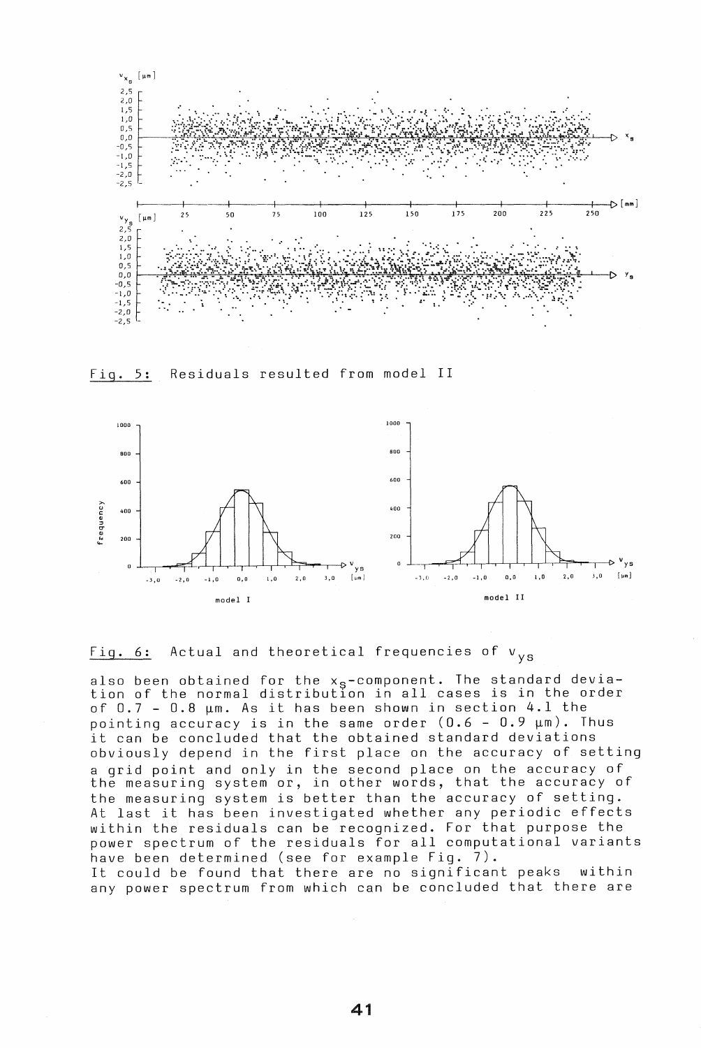Fig. 5: Residuals resulted from model II

Fig. 6: Actual and theoretical frequencies of $v_{ys}$

also been obtained for the $x_s$-component. The standard deviation of the normal distribution in all cases is in the order of 0.7 - 0.8 µm. As it has been shown in section 4.1 the pointing accuracy is in the same order (0.6 - 0.9 µm). Thus it can be concluded that the obtained standard deviations obviously depend in the first place on the accuracy of setting a grid point and only in the second place on the accuracy of the measuring system or, in other words, that the accuracy of the measuring system is better than the accuracy of setting. At last it has been investigated whether any periodic effects within the residuals can be recognized. For that purpose the power spectrum of the residuals for all computational variants have been determined (see for example Fig. 7).
It could be found that there are no significant peaks within any power spectrum from which can be concluded that there are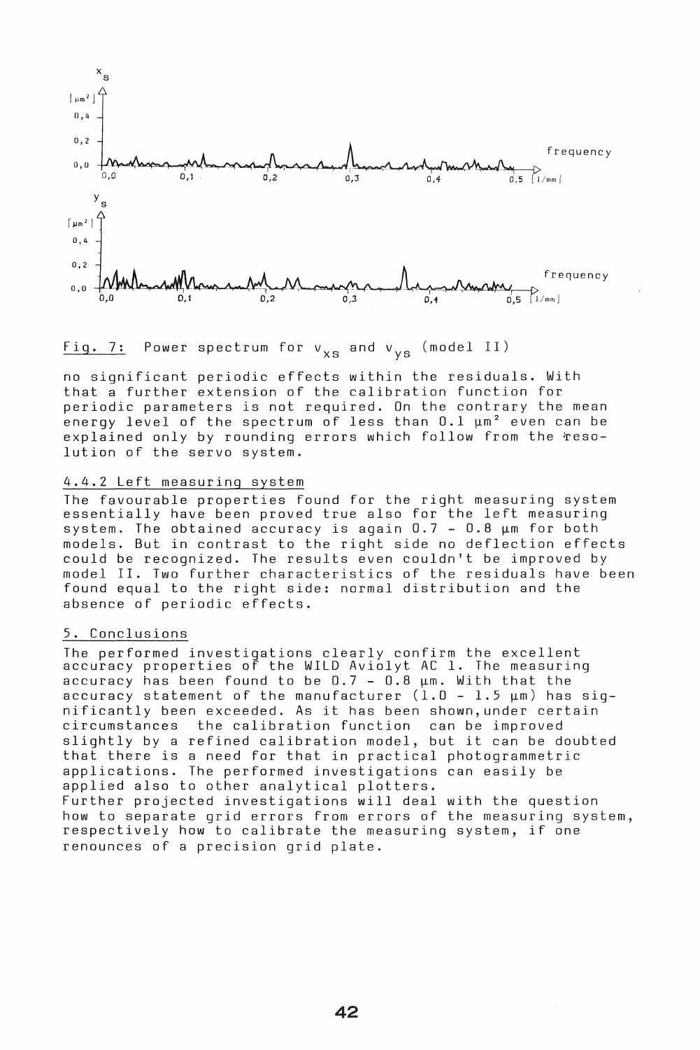Fig. 7: Power spectrum for $v_{xs}$ and $v_{ys}$ (model II)

no significant periodic effects within the residuals. With that a further extension of the calibration function for periodic parameters is not required. On the contrary the mean energy level of the spectrum of less than 0.1 $\mu m^2$ even can be explained only by rounding errors which follow from the resolution of the servo system.

### 4.4.2 Left measuring system

The favourable properties found for the right measuring system essentially have been proved true also for the left measuring system. The obtained accuracy is again 0.7 - 0.8 $\mu m$ for both models. But in contrast to the right side no deflection effects could be recognized. The results even couldn't be improved by model II. Two further characteristics of the residuals have been found equal to the right side: normal distribution and the absence of periodic effects.

## 5. Conclusions

The performed investigations clearly confirm the excellent accuracy properties of the WILD Aviolyt AC 1. The measuring accuracy has been found to be 0.7 - 0.8 $\mu m$. With that the accuracy statement of the manufacturer (1.0 - 1.5 $\mu m$) has significantly been exceeded. As it has been shown, under certain circumstances the calibration function can be improved slightly by a refined calibration model, but it can be doubted that there is a need for that in practical photogrammetric applications. The performed investigations can easily be applied also to other analytical plotters.
Further projected investigations will deal with the question how to separate grid errors from errors of the measuring system, respectively how to calibrate the measuring system, if one renounces of a precision grid plate.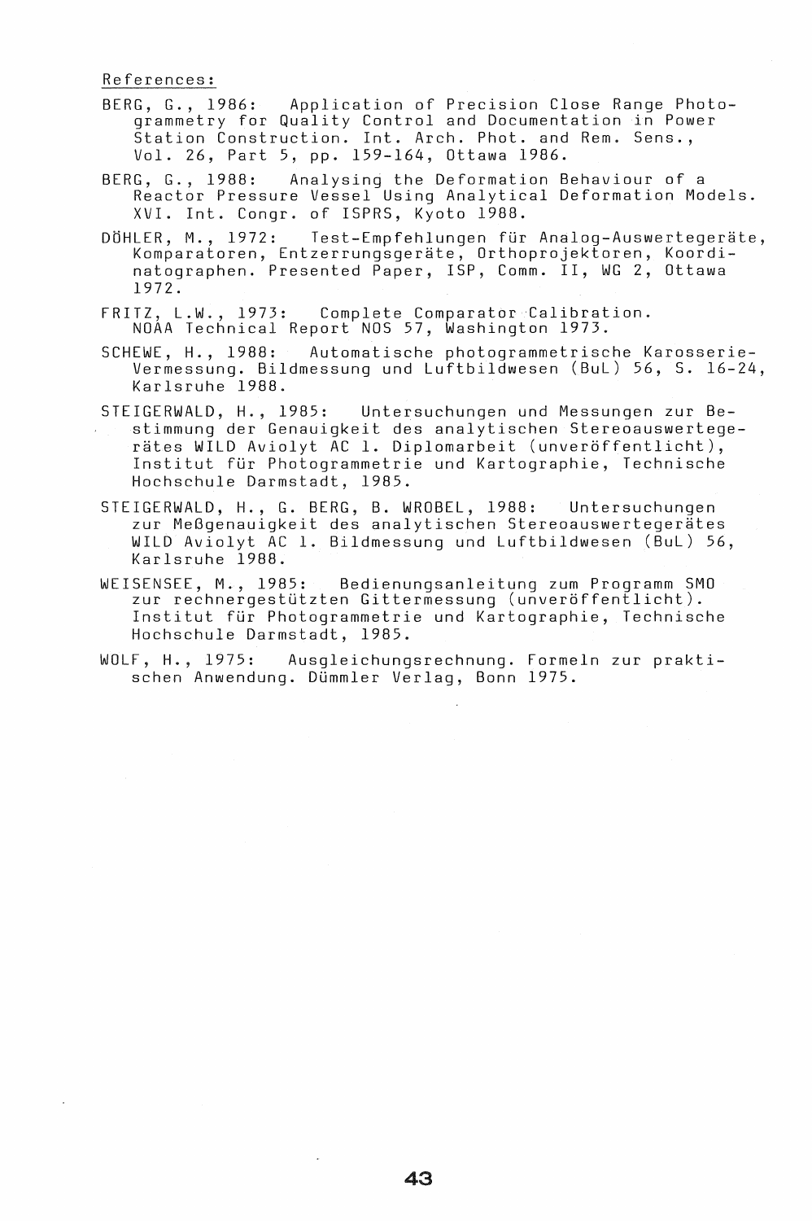References:

BERG, G., 1986: Application of Precision Close Range Photogrammetry for Quality Control and Documentation in Power Station Construction. Int. Arch. Phot. and Rem. Sens., Vol. 26, Part 5, pp. 159-164, Ottawa 1986.

BERG, G., 1988: Analysing the Deformation Behaviour of a Reactor Pressure Vessel Using Analytical Deformation Models. XVI. Int. Congr. of ISPRS, Kyoto 1988.

DÖHLER, M., 1972: Test-Empfehlungen für Analog-Auswertegeräte, Komparatoren, Entzerrungsgeräte, Orthoprojektoren, Koordinatographen. Presented Paper, ISP, Comm. II, WG 2, Ottawa 1972.

FRITZ, L.W., 1973: Complete Comparator Calibration. NOAA Technical Report NOS 57, Washington 1973.

SCHEWE, H., 1988: Automatische photogrammetrische Karosserie-Vermessung. Bildmessung und Luftbildwesen (BuL) 56, S. 16-24, Karlsruhe 1988.

STEIGERWALD, H., 1985: Untersuchungen und Messungen zur Bestimmung der Genauigkeit des analytischen Stereoauswertegerätes WILD Aviolyt AC 1. Diplomarbeit (unveröffentlicht), Institut für Photogrammetrie und Kartographie, Technische Hochschule Darmstadt, 1985.

STEIGERWALD, H., G. BERG, B. WROBEL, 1988: Untersuchungen zur Meßgenauigkeit des analytischen Stereoauswertegerätes WILD Aviolyt AC 1. Bildmessung und Luftbildwesen (BuL) 56, Karlsruhe 1988.

WEISENSEE, M., 1985: Bedienungsanleitung zum Programm SMO zur rechnergestützten Gittermessung (unveröffentlicht). Institut für Photogrammetrie und Kartographie, Technische Hochschule Darmstadt, 1985.

WOLF, H., 1975: Ausgleichungsrechnung. Formeln zur praktischen Anwendung. Dümmler Verlag, Bonn 1975.